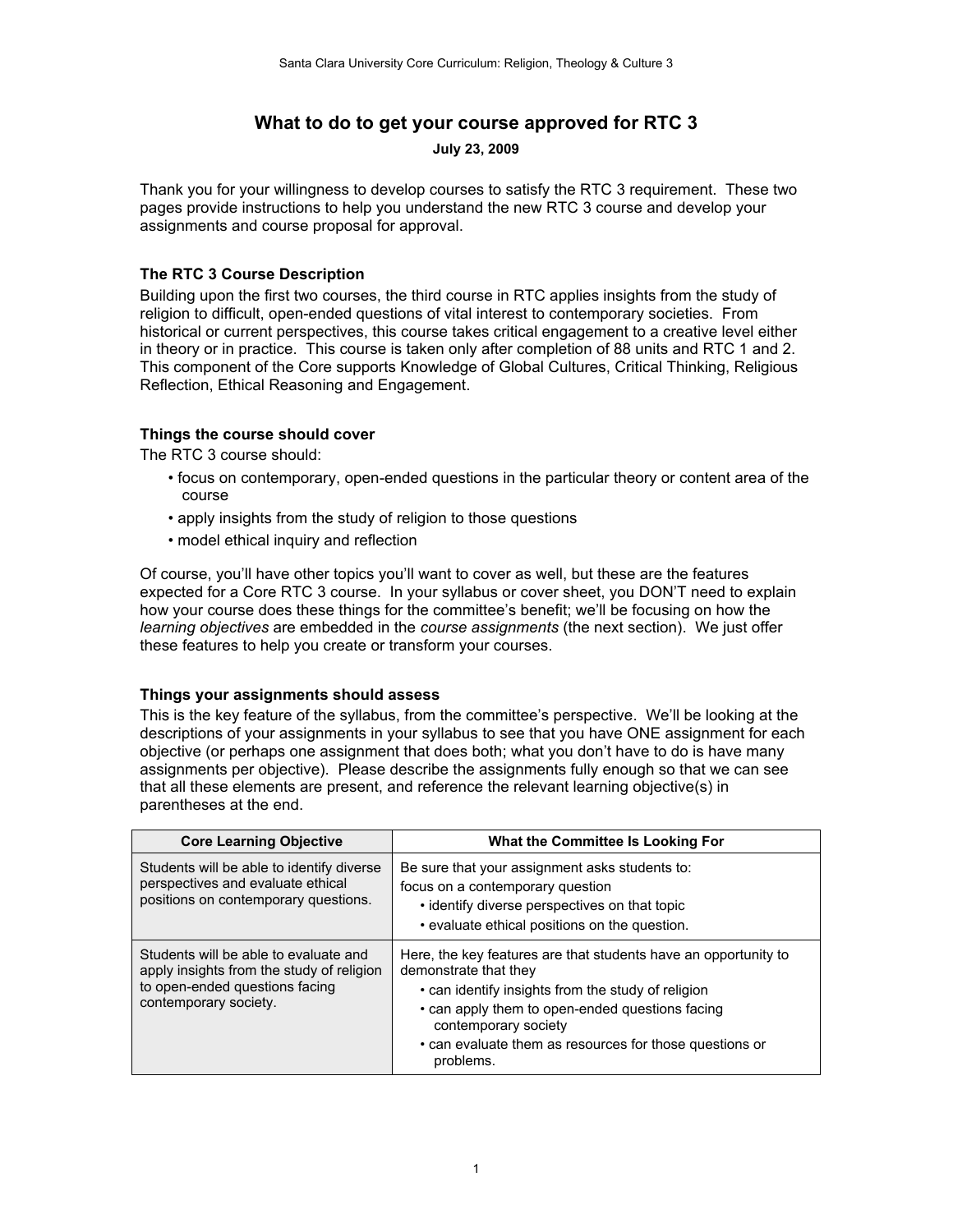# What to do to get your course approved for RTC 3

**July 23, 2009**

Thank you for your willingness to develop courses to satisfy the RTC 3 requirement. These two pages provide instructions to help you understand the new RTC 3 course and develop your assignments and course proposal for approval.

### The RTC 3 Course Description

Building upon the first two courses, the third course in RTC applies insights from the study of religion to difficult, open-ended questions of vital interest to contemporary societies. From historical or current perspectives, this course takes critical engagement to a creative level either in theory or in practice. This course is taken only after completion of 88 units and RTC 1 and 2. This component of the Core supports Knowledge of Global Cultures, Critical Thinking, Religious Reflection, Ethical Reasoning and Engagement.

### Things the course should cover

The RTC 3 course should:

- focus on contemporary, open-ended questions in the particular theory or content area of the course
- apply insights from the study of religion to those questions
- model ethical inquiry and reflection

Of course, you'll have other topics you'll want to cover as well, but these are the features expected for a Core RTC 3 course. In your syllabus or cover sheet, you DON'T need to explain how your course does these things for the committee's benefit; we'll be focusing on how the *learning objectives* are embedded in the *course assignments* (the next section). We just offer these features to help you create or transform your courses.

### Things your assignments should assess

This is the key feature of the syllabus, from the committee's perspective. We'll be looking at the descriptions of your assignments in your syllabus to see that you have ONE assignment for each objective (or perhaps one assignment that does both; what you don't have to do is have many assignments per objective). Please describe the assignments fully enough so that we can see that all these elements are present, and reference the relevant learning objective(s) in parentheses at the end.

| Core Learning Objective | What the Committee Is Looking For |
|---|---|
| Students will be able to identify diverse perspectives and evaluate ethical positions on contemporary questions. | Be sure that your assignment asks students to: focus on a contemporary question<br>• identify diverse perspectives on that topic<br>• evaluate ethical positions on the question. |
| Students will be able to evaluate and apply insights from the study of religion to open-ended questions facing contemporary society. | Here, the key features are that students have an opportunity to demonstrate that they<br>• can identify insights from the study of religion<br>• can apply them to open-ended questions facing contemporary society<br>• can evaluate them as resources for those questions or problems. |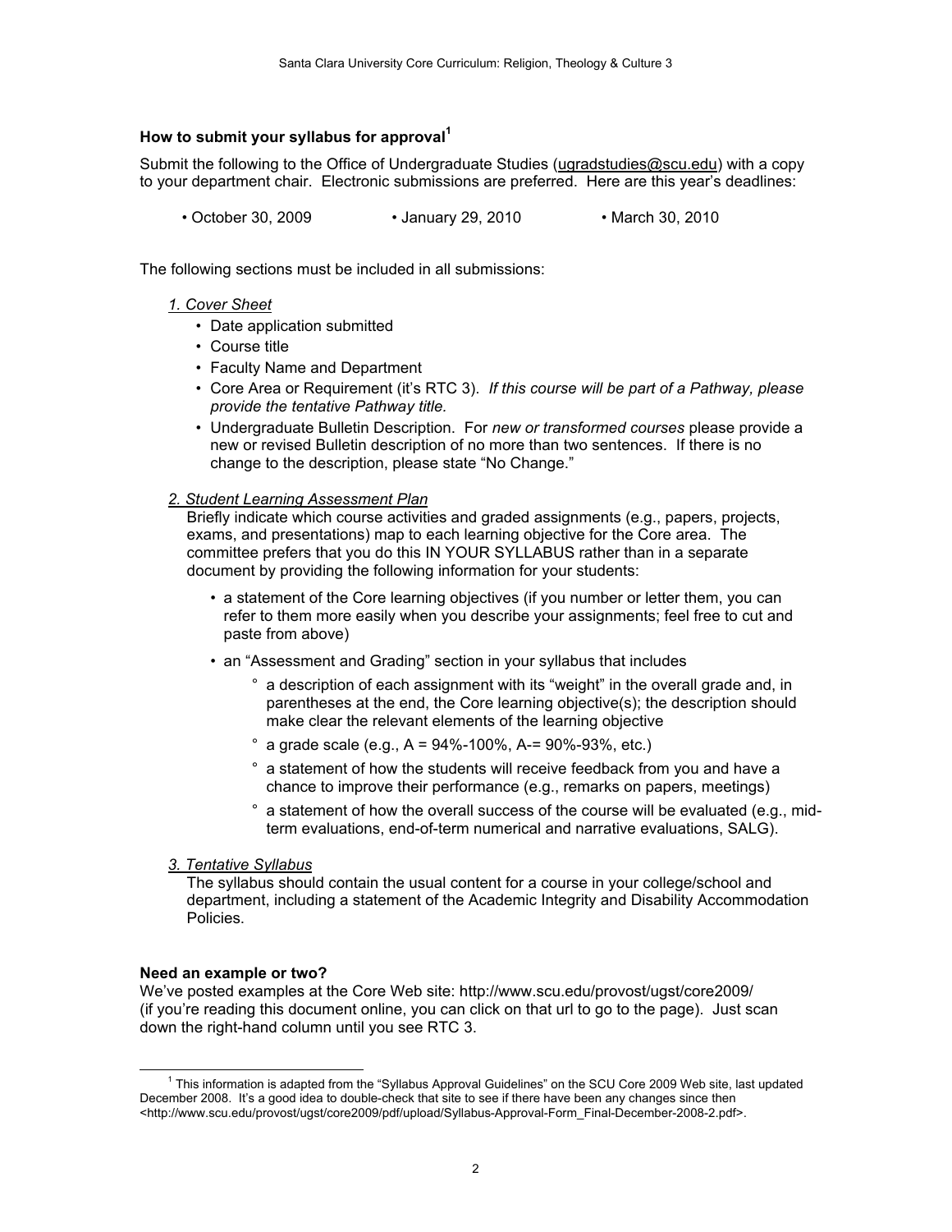### How to submit your syllabus for approval[1]

Submit the following to the Office of Undergraduate Studies (ugradstudies@scu.edu) with a copy to your department chair. Electronic submissions are preferred. Here are this year's deadlines:

• October 30, 2009 • January 29, 2010 • March 30, 2010

The following sections must be included in all submissions:

*1. Cover Sheet*

- Date application submitted
- Course title
- Faculty Name and Department
- Core Area or Requirement (it's RTC 3). *If this course will be part of a Pathway, please provide the tentative Pathway title.*
- Undergraduate Bulletin Description. For *new or transformed courses* please provide a new or revised Bulletin description of no more than two sentences. If there is no change to the description, please state "No Change."

*2. Student Learning Assessment Plan*

Briefly indicate which course activities and graded assignments (e.g., papers, projects, exams, and presentations) map to each learning objective for the Core area. The committee prefers that you do this IN YOUR SYLLABUS rather than in a separate document by providing the following information for your students:

- a statement of the Core learning objectives (if you number or letter them, you can refer to them more easily when you describe your assignments; feel free to cut and paste from above)
- an "Assessment and Grading" section in your syllabus that includes
  - a description of each assignment with its "weight" in the overall grade and, in parentheses at the end, the Core learning objective(s); the description should make clear the relevant elements of the learning objective
  - a grade scale (e.g., A = 94%-100%, A-= 90%-93%, etc.)
  - a statement of how the students will receive feedback from you and have a chance to improve their performance (e.g., remarks on papers, meetings)
  - a statement of how the overall success of the course will be evaluated (e.g., mid-term evaluations, end-of-term numerical and narrative evaluations, SALG).

*3. Tentative Syllabus*

The syllabus should contain the usual content for a course in your college/school and department, including a statement of the Academic Integrity and Disability Accommodation Policies.

### Need an example or two?

We've posted examples at the Core Web site: http://www.scu.edu/provost/ugst/core2009/ (if you're reading this document online, you can click on that url to go to the page). Just scan down the right-hand column until you see RTC 3.

---

[1] This information is adapted from the "Syllabus Approval Guidelines" on the SCU Core 2009 Web site, last updated December 2008. It's a good idea to double-check that site to see if there have been any changes since then <http://www.scu.edu/provost/ugst/core2009/pdf/upload/Syllabus-Approval-Form_Final-December-2008-2.pdf>.